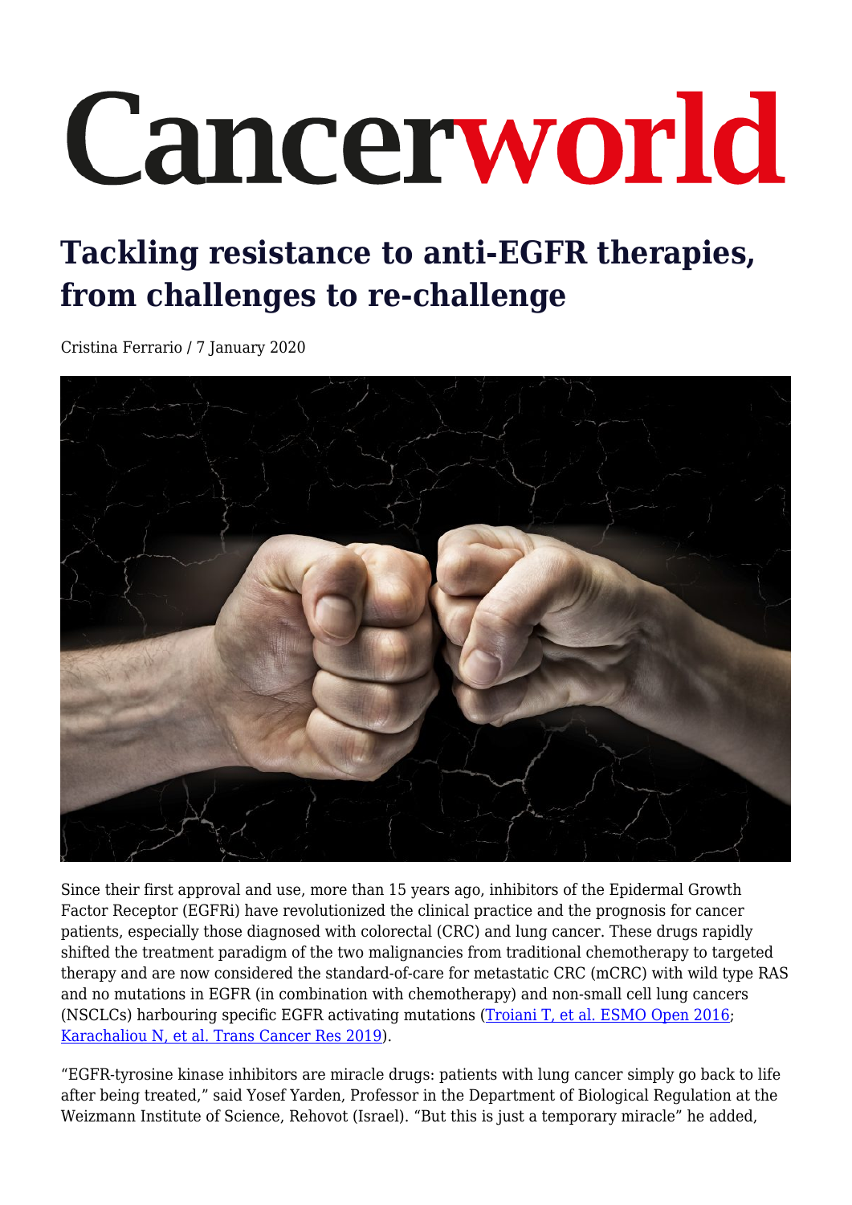# Cancerworld

## Tackling resistance to anti-EGFR therapies, from challenges to re-challenge

Cristina Ferrario / 7 January 2020

Since their first approval and use, more than 15 years ago, inhibitors of the Epidermal Growth Factor Receptor (EGFRi) have revolutionized the clinical practice and the prognosis for cancer patients, especially those diagnosed with colorectal (CRC) and lung cancer. These drugs rapidly shifted the treatment paradigm of the two malignancies from traditional chemotherapy to targeted therapy and are now considered the standard-of-care for metastatic CRC (mCRC) with wild type RAS and no mutations in EGFR (in combination with chemotherapy) and non-small cell lung cancers (NSCLCs) harbouring specific EGFR activating mutations ([Troiani T, et al. ESMO Open 2016](); [Karachaliou N, et al. Trans Cancer Res 2019]()).

"EGFR-tyrosine kinase inhibitors are miracle drugs: patients with lung cancer simply go back to life after being treated," said Yosef Yarden, Professor in the Department of Biological Regulation at the Weizmann Institute of Science, Rehovot (Israel). "But this is just a temporary miracle" he added,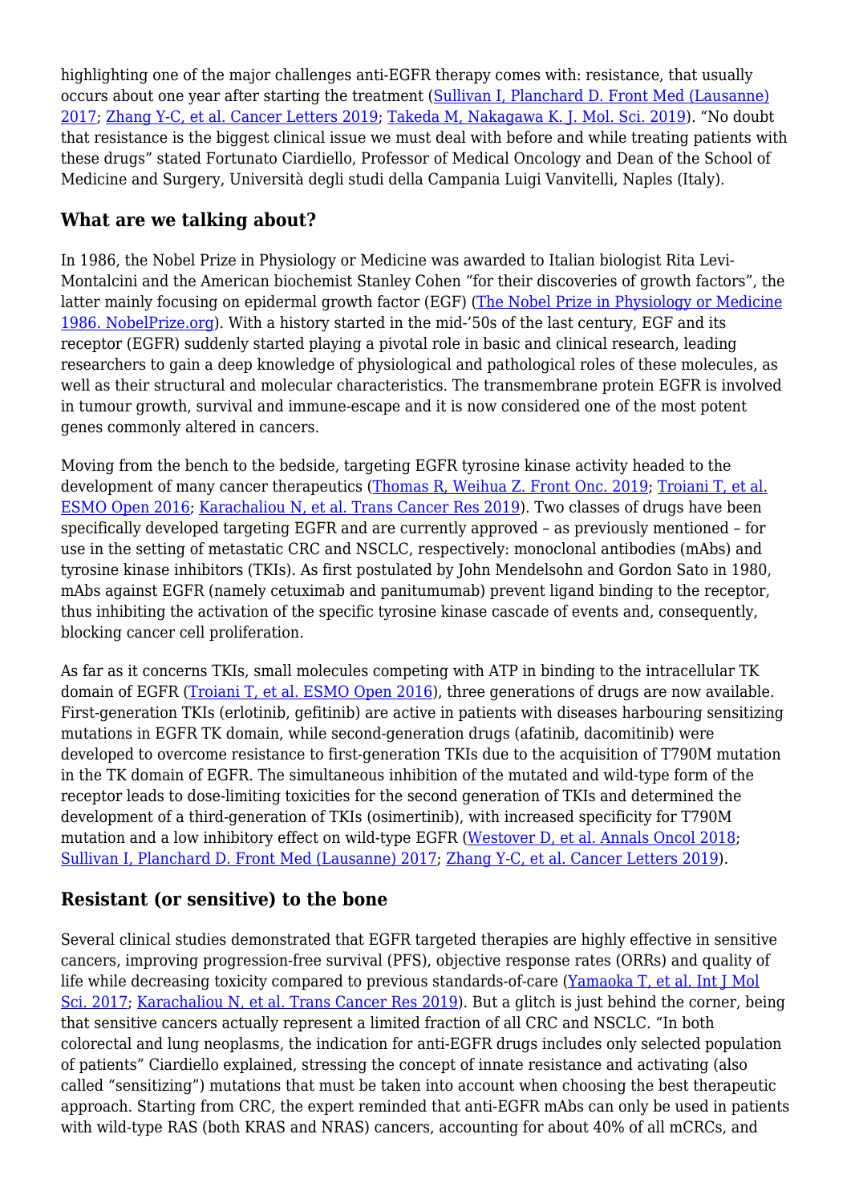highlighting one of the major challenges anti-EGFR therapy comes with: resistance, that usually occurs about one year after starting the treatment (Sullivan I, Planchard D. Front Med (Lausanne) 2017; Zhang Y-C, et al. Cancer Letters 2019; Takeda M, Nakagawa K. J. Mol. Sci. 2019). "No doubt that resistance is the biggest clinical issue we must deal with before and while treating patients with these drugs" stated Fortunato Ciardiello, Professor of Medical Oncology and Dean of the School of Medicine and Surgery, Università degli studi della Campania Luigi Vanvitelli, Naples (Italy).

## What are we talking about?

In 1986, the Nobel Prize in Physiology or Medicine was awarded to Italian biologist Rita Levi-Montalcini and the American biochemist Stanley Cohen "for their discoveries of growth factors", the latter mainly focusing on epidermal growth factor (EGF) (The Nobel Prize in Physiology or Medicine 1986. NobelPrize.org). With a history started in the mid-'50s of the last century, EGF and its receptor (EGFR) suddenly started playing a pivotal role in basic and clinical research, leading researchers to gain a deep knowledge of physiological and pathological roles of these molecules, as well as their structural and molecular characteristics. The transmembrane protein EGFR is involved in tumour growth, survival and immune-escape and it is now considered one of the most potent genes commonly altered in cancers.

Moving from the bench to the bedside, targeting EGFR tyrosine kinase activity headed to the development of many cancer therapeutics (Thomas R, Weihua Z. Front Onc. 2019; Troiani T, et al. ESMO Open 2016; Karachaliou N, et al. Trans Cancer Res 2019). Two classes of drugs have been specifically developed targeting EGFR and are currently approved – as previously mentioned – for use in the setting of metastatic CRC and NSCLC, respectively: monoclonal antibodies (mAbs) and tyrosine kinase inhibitors (TKIs). As first postulated by John Mendelsohn and Gordon Sato in 1980, mAbs against EGFR (namely cetuximab and panitumumab) prevent ligand binding to the receptor, thus inhibiting the activation of the specific tyrosine kinase cascade of events and, consequently, blocking cancer cell proliferation.

As far as it concerns TKIs, small molecules competing with ATP in binding to the intracellular TK domain of EGFR (Troiani T, et al. ESMO Open 2016), three generations of drugs are now available. First-generation TKIs (erlotinib, gefitinib) are active in patients with diseases harbouring sensitizing mutations in EGFR TK domain, while second-generation drugs (afatinib, dacomitinib) were developed to overcome resistance to first-generation TKIs due to the acquisition of T790M mutation in the TK domain of EGFR. The simultaneous inhibition of the mutated and wild-type form of the receptor leads to dose-limiting toxicities for the second generation of TKIs and determined the development of a third-generation of TKIs (osimertinib), with increased specificity for T790M mutation and a low inhibitory effect on wild-type EGFR (Westover D, et al. Annals Oncol 2018; Sullivan I, Planchard D. Front Med (Lausanne) 2017; Zhang Y-C, et al. Cancer Letters 2019).

## Resistant (or sensitive) to the bone

Several clinical studies demonstrated that EGFR targeted therapies are highly effective in sensitive cancers, improving progression-free survival (PFS), objective response rates (ORRs) and quality of life while decreasing toxicity compared to previous standards-of-care (Yamaoka T, et al. Int J Mol Sci. 2017; Karachaliou N, et al. Trans Cancer Res 2019). But a glitch is just behind the corner, being that sensitive cancers actually represent a limited fraction of all CRC and NSCLC. "In both colorectal and lung neoplasms, the indication for anti-EGFR drugs includes only selected population of patients" Ciardiello explained, stressing the concept of innate resistance and activating (also called "sensitizing") mutations that must be taken into account when choosing the best therapeutic approach. Starting from CRC, the expert reminded that anti-EGFR mAbs can only be used in patients with wild-type RAS (both KRAS and NRAS) cancers, accounting for about 40% of all mCRCs, and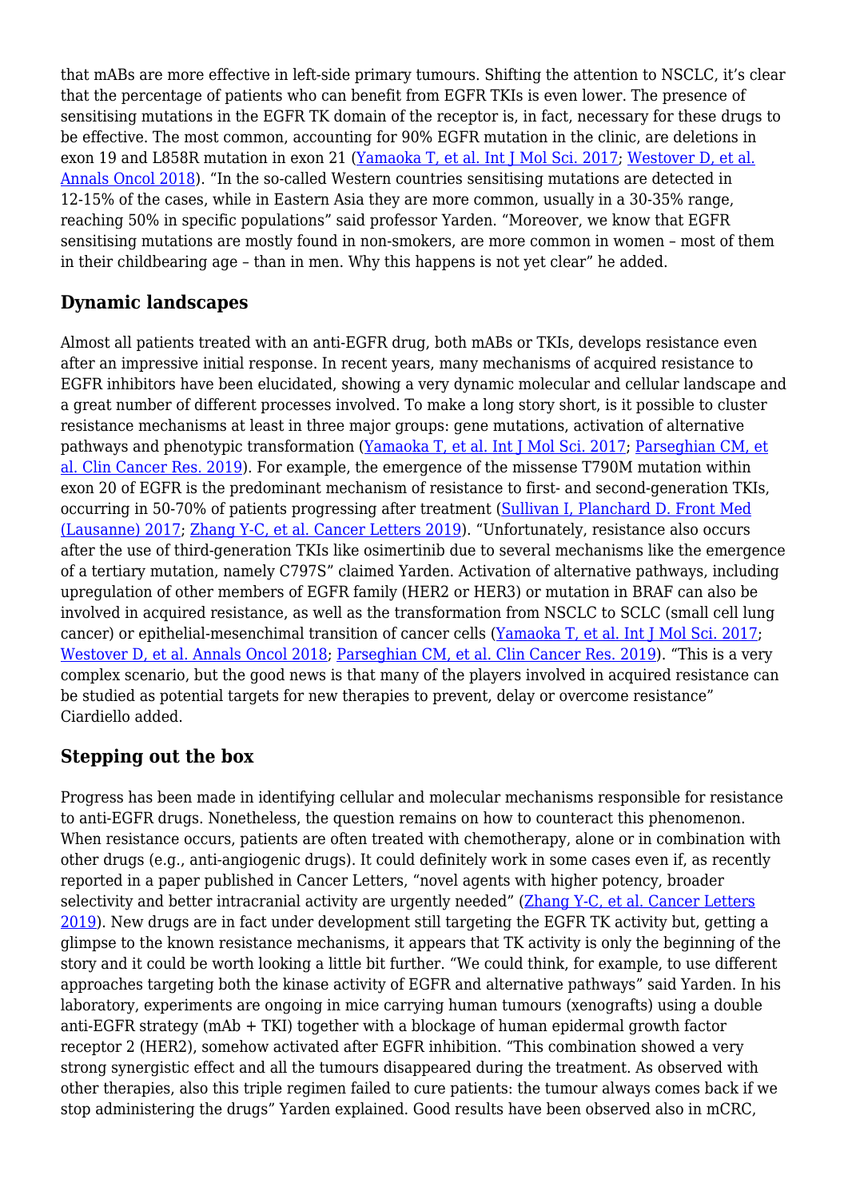that mABs are more effective in left-side primary tumours. Shifting the attention to NSCLC, it's clear that the percentage of patients who can benefit from EGFR TKIs is even lower. The presence of sensitising mutations in the EGFR TK domain of the receptor is, in fact, necessary for these drugs to be effective. The most common, accounting for 90% EGFR mutation in the clinic, are deletions in exon 19 and L858R mutation in exon 21 (Yamaoka T, et al. Int J Mol Sci. 2017; Westover D, et al. Annals Oncol 2018). "In the so-called Western countries sensitising mutations are detected in 12-15% of the cases, while in Eastern Asia they are more common, usually in a 30-35% range, reaching 50% in specific populations" said professor Yarden. "Moreover, we know that EGFR sensitising mutations are mostly found in non-smokers, are more common in women – most of them in their childbearing age – than in men. Why this happens is not yet clear" he added.

## Dynamic landscapes

Almost all patients treated with an anti-EGFR drug, both mABs or TKIs, develops resistance even after an impressive initial response. In recent years, many mechanisms of acquired resistance to EGFR inhibitors have been elucidated, showing a very dynamic molecular and cellular landscape and a great number of different processes involved. To make a long story short, is it possible to cluster resistance mechanisms at least in three major groups: gene mutations, activation of alternative pathways and phenotypic transformation (Yamaoka T, et al. Int J Mol Sci. 2017; Parseghian CM, et al. Clin Cancer Res. 2019). For example, the emergence of the missense T790M mutation within exon 20 of EGFR is the predominant mechanism of resistance to first- and second-generation TKIs, occurring in 50-70% of patients progressing after treatment (Sullivan I, Planchard D. Front Med (Lausanne) 2017; Zhang Y-C, et al. Cancer Letters 2019). "Unfortunately, resistance also occurs after the use of third-generation TKIs like osimertinib due to several mechanisms like the emergence of a tertiary mutation, namely C797S" claimed Yarden. Activation of alternative pathways, including upregulation of other members of EGFR family (HER2 or HER3) or mutation in BRAF can also be involved in acquired resistance, as well as the transformation from NSCLC to SCLC (small cell lung cancer) or epithelial-mesenchimal transition of cancer cells (Yamaoka T, et al. Int J Mol Sci. 2017; Westover D, et al. Annals Oncol 2018; Parseghian CM, et al. Clin Cancer Res. 2019). "This is a very complex scenario, but the good news is that many of the players involved in acquired resistance can be studied as potential targets for new therapies to prevent, delay or overcome resistance" Ciardiello added.

## Stepping out the box

Progress has been made in identifying cellular and molecular mechanisms responsible for resistance to anti-EGFR drugs. Nonetheless, the question remains on how to counteract this phenomenon. When resistance occurs, patients are often treated with chemotherapy, alone or in combination with other drugs (e.g., anti-angiogenic drugs). It could definitely work in some cases even if, as recently reported in a paper published in Cancer Letters, "novel agents with higher potency, broader selectivity and better intracranial activity are urgently needed" (Zhang Y-C, et al. Cancer Letters 2019). New drugs are in fact under development still targeting the EGFR TK activity but, getting a glimpse to the known resistance mechanisms, it appears that TK activity is only the beginning of the story and it could be worth looking a little bit further. "We could think, for example, to use different approaches targeting both the kinase activity of EGFR and alternative pathways" said Yarden. In his laboratory, experiments are ongoing in mice carrying human tumours (xenografts) using a double anti-EGFR strategy (mAb + TKI) together with a blockage of human epidermal growth factor receptor 2 (HER2), somehow activated after EGFR inhibition. "This combination showed a very strong synergistic effect and all the tumours disappeared during the treatment. As observed with other therapies, also this triple regimen failed to cure patients: the tumour always comes back if we stop administering the drugs" Yarden explained. Good results have been observed also in mCRC,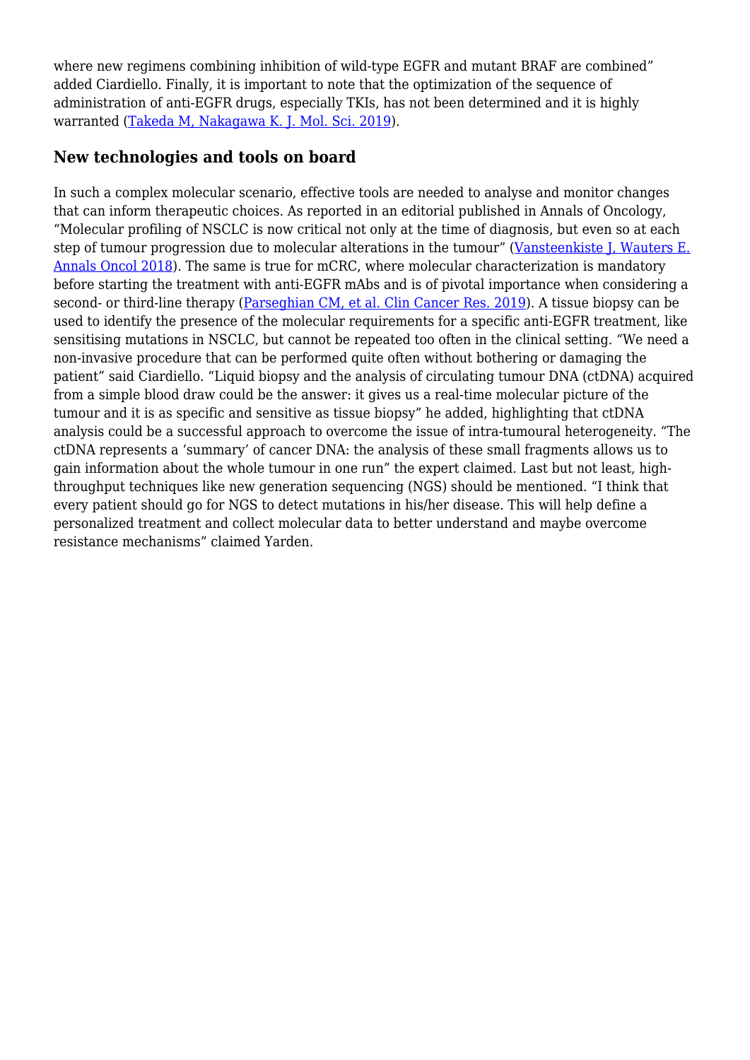where new regimens combining inhibition of wild-type EGFR and mutant BRAF are combined" added Ciardiello. Finally, it is important to note that the optimization of the sequence of administration of anti-EGFR drugs, especially TKIs, has not been determined and it is highly warranted (Takeda M, Nakagawa K. J. Mol. Sci. 2019).

## New technologies and tools on board

In such a complex molecular scenario, effective tools are needed to analyse and monitor changes that can inform therapeutic choices. As reported in an editorial published in Annals of Oncology, "Molecular profiling of NSCLC is now critical not only at the time of diagnosis, but even so at each step of tumour progression due to molecular alterations in the tumour" (Vansteenkiste J, Wauters E. Annals Oncol 2018). The same is true for mCRC, where molecular characterization is mandatory before starting the treatment with anti-EGFR mAbs and is of pivotal importance when considering a second- or third-line therapy (Parseghian CM, et al. Clin Cancer Res. 2019). A tissue biopsy can be used to identify the presence of the molecular requirements for a specific anti-EGFR treatment, like sensitising mutations in NSCLC, but cannot be repeated too often in the clinical setting. "We need a non-invasive procedure that can be performed quite often without bothering or damaging the patient" said Ciardiello. "Liquid biopsy and the analysis of circulating tumour DNA (ctDNA) acquired from a simple blood draw could be the answer: it gives us a real-time molecular picture of the tumour and it is as specific and sensitive as tissue biopsy" he added, highlighting that ctDNA analysis could be a successful approach to overcome the issue of intra-tumoural heterogeneity. "The ctDNA represents a 'summary' of cancer DNA: the analysis of these small fragments allows us to gain information about the whole tumour in one run" the expert claimed. Last but not least, high-throughput techniques like new generation sequencing (NGS) should be mentioned. "I think that every patient should go for NGS to detect mutations in his/her disease. This will help define a personalized treatment and collect molecular data to better understand and maybe overcome resistance mechanisms" claimed Yarden.